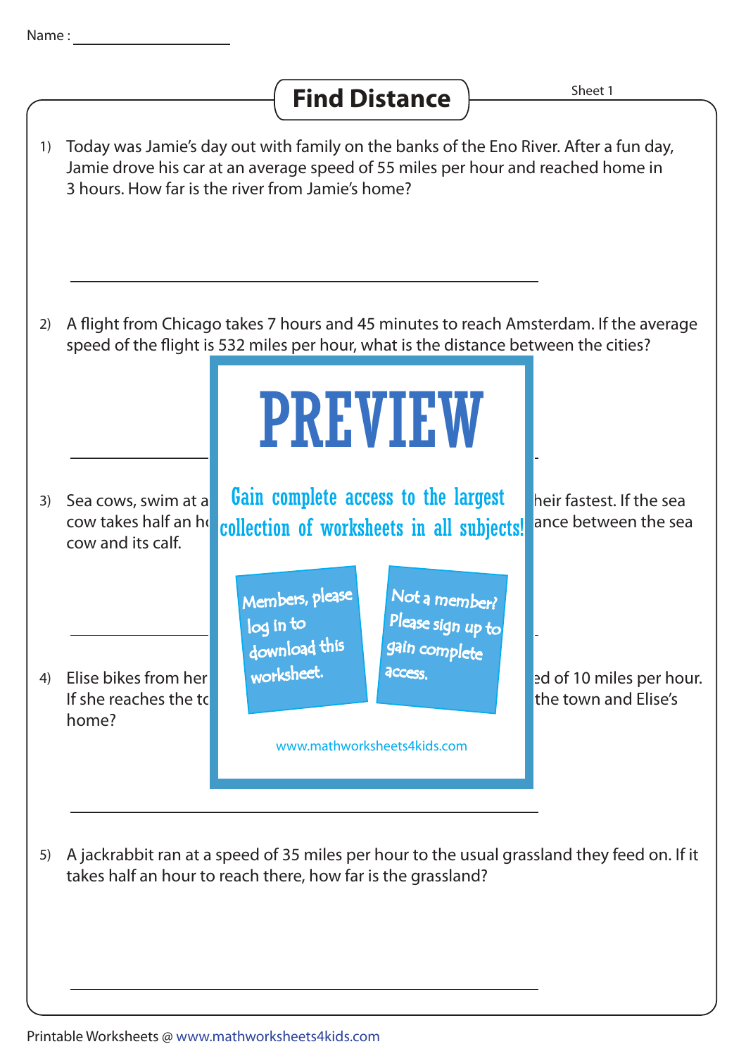Name : ____________________

# Find Distance

Sheet 1

1) Today was Jamie's day out with family on the banks of the Eno River. After a fun day, Jamie drove his car at an average speed of 55 miles per hour and reached home in 3 hours. How far is the river from Jamie's home?

____________________________________________

2) A flight from Chicago takes 7 hours and 45 minutes to reach Amsterdam. If the average speed of the flight is 532 miles per hour, what is the distance between the cities?

____________________________________________

3) Sea cows, swim at a … heir fastest. If the sea cow takes half an h… ance between the sea cow and its calf.

____________________________________________

4) Elise bikes from her … ed of 10 miles per hour. If she reaches the to… the town and Elise's home?

____________________________________________

5) A jackrabbit ran at a speed of 35 miles per hour to the usual grassland they feed on. If it takes half an hour to reach there, how far is the grassland?

____________________________________________

PREVIEW

Gain complete access to the largest collection of worksheets in all subjects!

Members, please log in to download this worksheet.

Not a member? Please sign up to gain complete access.

www.mathworksheets4kids.com

Printable Worksheets @ www.mathworksheets4kids.com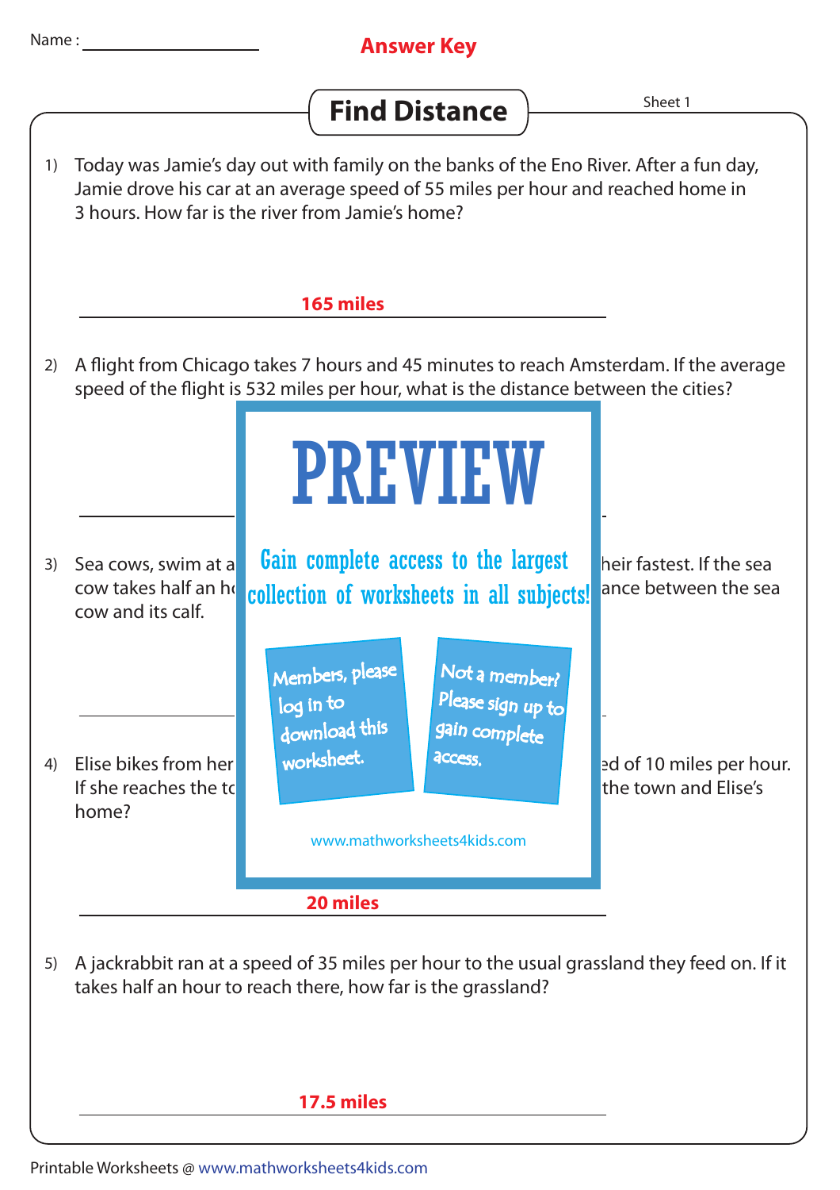Name : ____________________

**Answer Key**

# Find Distance

Sheet 1

1) Today was Jamie's day out with family on the banks of the Eno River. After a fun day, Jamie drove his car at an average speed of 55 miles per hour and reached home in 3 hours. How far is the river from Jamie's home?

**165 miles**

2) A flight from Chicago takes 7 hours and 45 minutes to reach Amsterdam. If the average speed of the flight is 532 miles per hour, what is the distance between the cities?

PREVIEW

Gain complete access to the largest collection of worksheets in all subjects!

Members, please log in to download this worksheet.

Not a member? Please sign up to gain complete access.

www.mathworksheets4kids.com

3) Sea cows, swim at a ... heir fastest. If the sea cow takes half an h... ance between the sea cow and its calf.

4) Elise bikes from her ... ed of 10 miles per hour. If she reaches the to... the town and Elise's home?

**20 miles**

5) A jackrabbit ran at a speed of 35 miles per hour to the usual grassland they feed on. If it takes half an hour to reach there, how far is the grassland?

**17.5 miles**

Printable Worksheets @ www.mathworksheets4kids.com